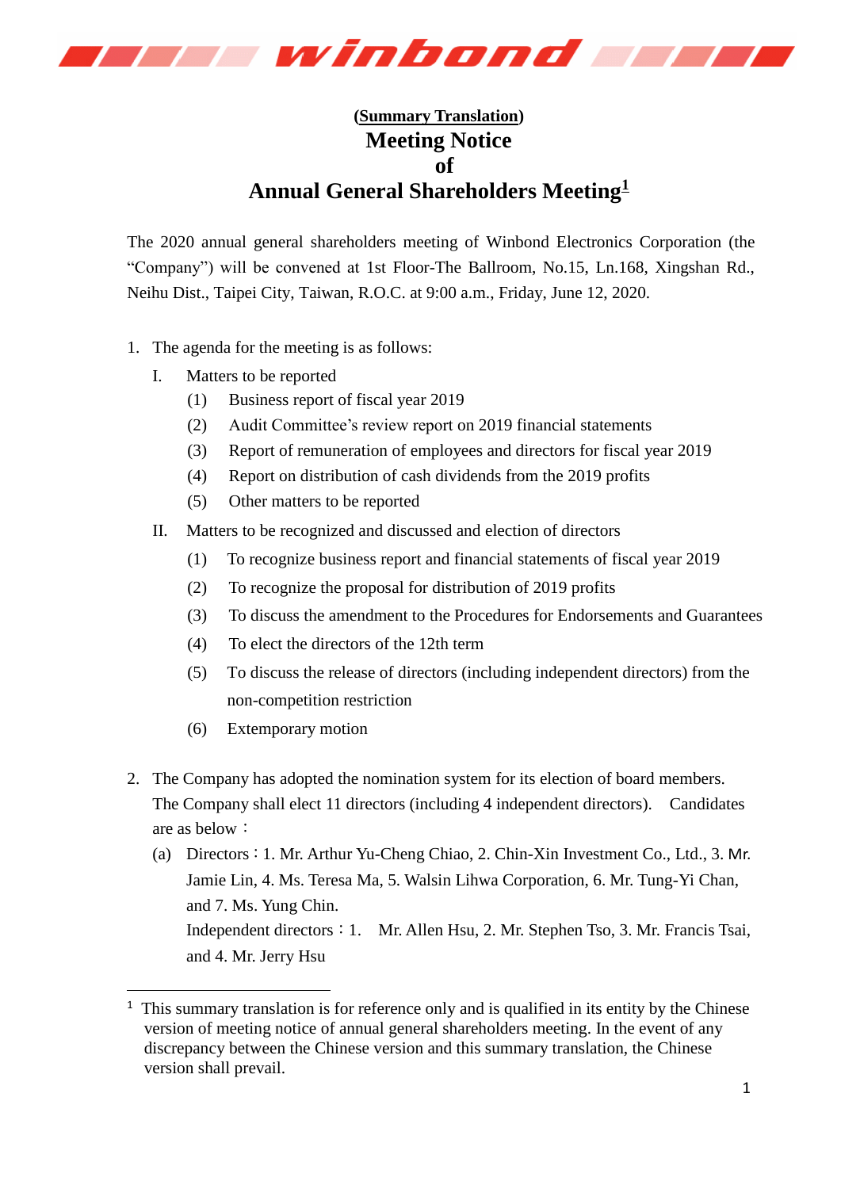**(Summary Translation)**

# Meeting Notice of Annual General Shareholders Meeting[1]

The 2020 annual general shareholders meeting of Winbond Electronics Corporation (the "Company") will be convened at 1st Floor-The Ballroom, No.15, Ln.168, Xingshan Rd., Neihu Dist., Taipei City, Taiwan, R.O.C. at 9:00 a.m., Friday, June 12, 2020.

1. The agenda for the meeting is as follows:
   - I. Matters to be reported
     - (1) Business report of fiscal year 2019
     - (2) Audit Committee's review report on 2019 financial statements
     - (3) Report of remuneration of employees and directors for fiscal year 2019
     - (4) Report on distribution of cash dividends from the 2019 profits
     - (5) Other matters to be reported
   - II. Matters to be recognized and discussed and election of directors
     - (1) To recognize business report and financial statements of fiscal year 2019
     - (2) To recognize the proposal for distribution of 2019 profits
     - (3) To discuss the amendment to the Procedures for Endorsements and Guarantees
     - (4) To elect the directors of the 12th term
     - (5) To discuss the release of directors (including independent directors) from the non-competition restriction
     - (6) Extemporary motion

2. The Company has adopted the nomination system for its election of board members. The Company shall elect 11 directors (including 4 independent directors). Candidates are as below：
   - (a) Directors：1. Mr. Arthur Yu-Cheng Chiao, 2. Chin-Xin Investment Co., Ltd., 3. Mr. Jamie Lin, 4. Ms. Teresa Ma, 5. Walsin Lihwa Corporation, 6. Mr. Tung-Yi Chan, and 7. Ms. Yung Chin.

     Independent directors：1. Mr. Allen Hsu, 2. Mr. Stephen Tso, 3. Mr. Francis Tsai, and 4. Mr. Jerry Hsu

---

[1] This summary translation is for reference only and is qualified in its entity by the Chinese version of meeting notice of annual general shareholders meeting. In the event of any discrepancy between the Chinese version and this summary translation, the Chinese version shall prevail.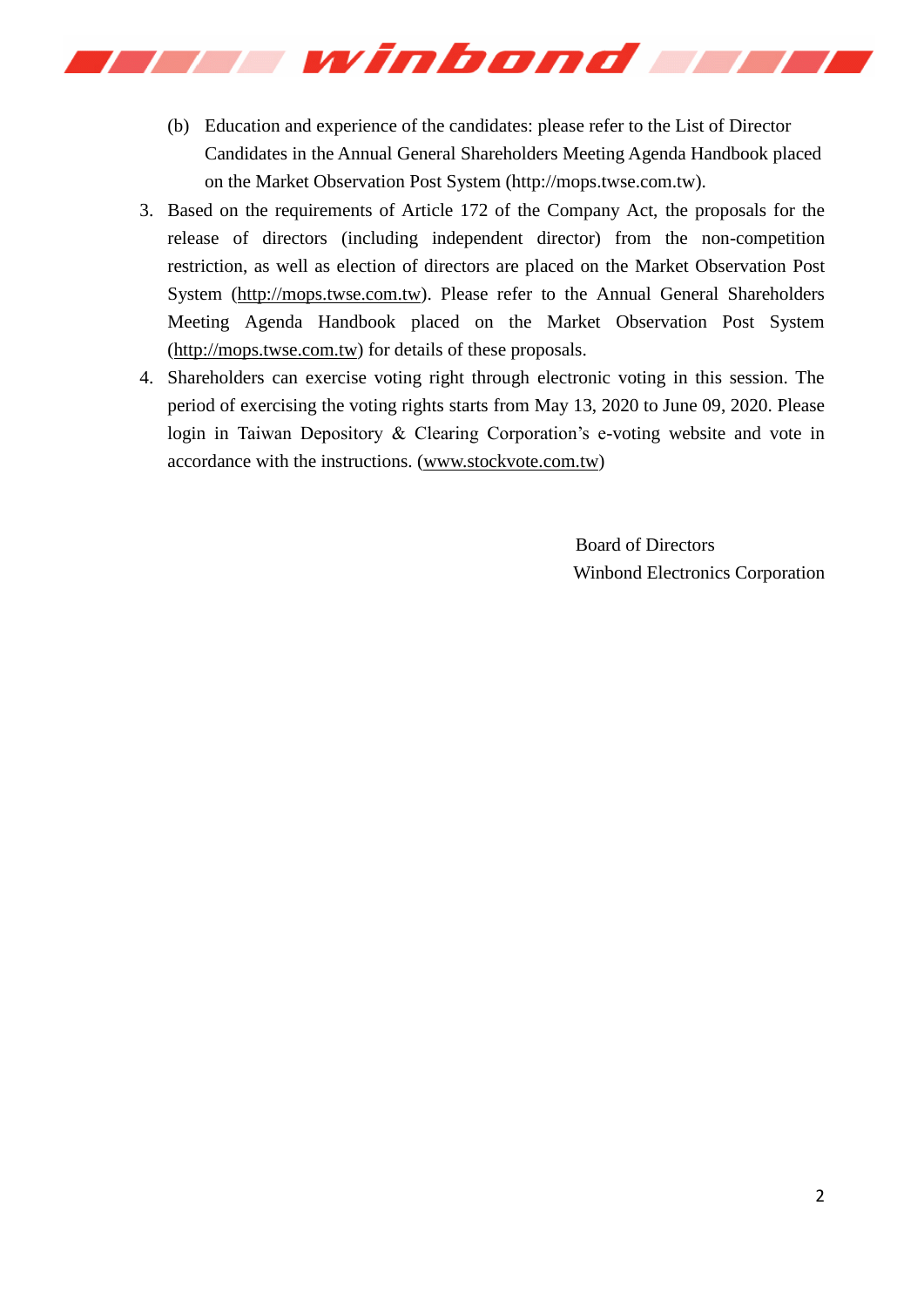(b) Education and experience of the candidates: please refer to the List of Director Candidates in the Annual General Shareholders Meeting Agenda Handbook placed on the Market Observation Post System (http://mops.twse.com.tw).

3. Based on the requirements of Article 172 of the Company Act, the proposals for the release of directors (including independent director) from the non-competition restriction, as well as election of directors are placed on the Market Observation Post System (http://mops.twse.com.tw). Please refer to the Annual General Shareholders Meeting Agenda Handbook placed on the Market Observation Post System (http://mops.twse.com.tw) for details of these proposals.
4. Shareholders can exercise voting right through electronic voting in this session. The period of exercising the voting rights starts from May 13, 2020 to June 09, 2020. Please login in Taiwan Depository & Clearing Corporation's e-voting website and vote in accordance with the instructions. (www.stockvote.com.tw)

Board of Directors
Winbond Electronics Corporation